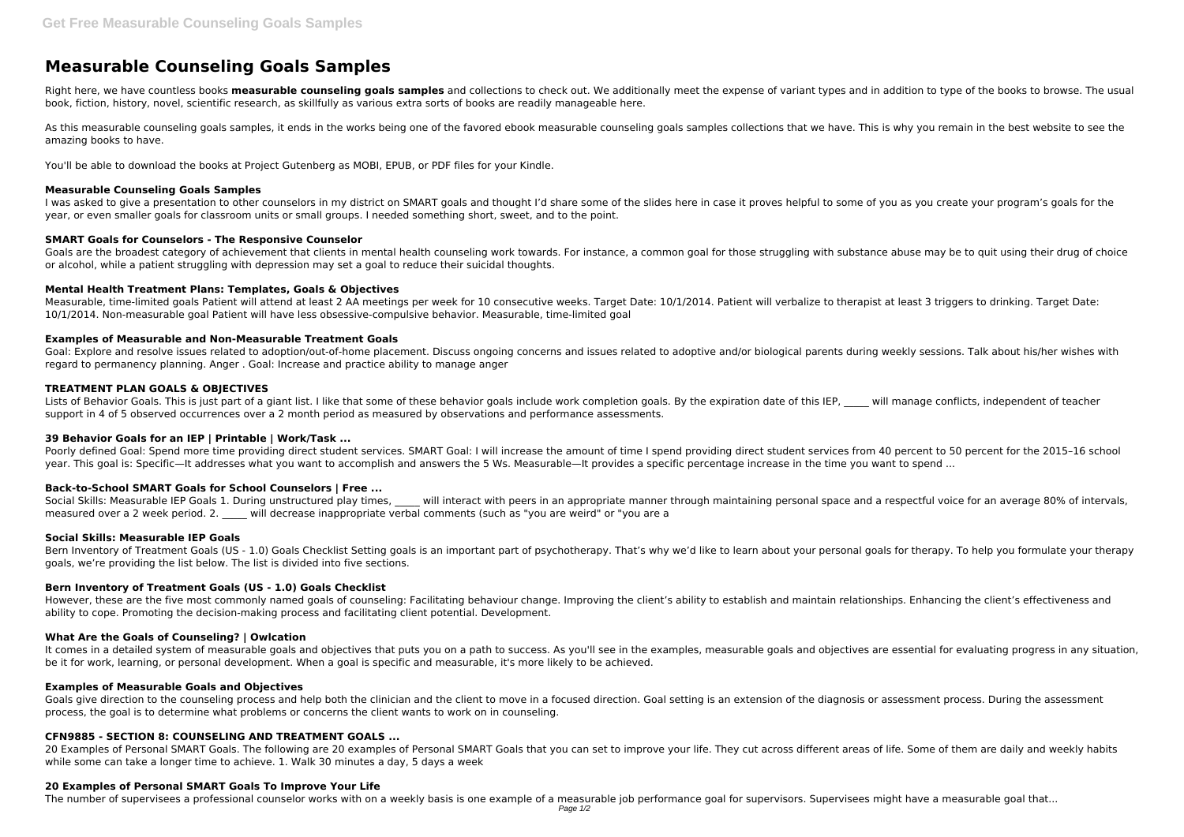# Measurable Counseling Goals Samples

Right here, we have countless books **measurable counseling goals samples** and collections to check out. We additionally meet the expense of variant types and in addition to type of the books to browse. The usual book, fiction, history, novel, scientific research, as skillfully as various extra sorts of books are readily manageable here.

As this measurable counseling goals samples, it ends in the works being one of the favored ebook measurable counseling goals samples collections that we have. This is why you remain in the best website to see the amazing books to have.

You'll be able to download the books at Project Gutenberg as MOBI, EPUB, or PDF files for your Kindle.

### Measurable Counseling Goals Samples

I was asked to give a presentation to other counselors in my district on SMART goals and thought I'd share some of the slides here in case it proves helpful to some of you as you create your program's goals for the year, or even smaller goals for classroom units or small groups. I needed something short, sweet, and to the point.

### SMART Goals for Counselors - The Responsive Counselor

Goals are the broadest category of achievement that clients in mental health counseling work towards. For instance, a common goal for those struggling with substance abuse may be to quit using their drug of choice or alcohol, while a patient struggling with depression may set a goal to reduce their suicidal thoughts.

### Mental Health Treatment Plans: Templates, Goals & Objectives

Measurable, time-limited goals Patient will attend at least 2 AA meetings per week for 10 consecutive weeks. Target Date: 10/1/2014. Patient will verbalize to therapist at least 3 triggers to drinking. Target Date: 10/1/2014. Non-measurable goal Patient will have less obsessive-compulsive behavior. Measurable, time-limited goal

### Examples of Measurable and Non-Measurable Treatment Goals

Goal: Explore and resolve issues related to adoption/out-of-home placement. Discuss ongoing concerns and issues related to adoptive and/or biological parents during weekly sessions. Talk about his/her wishes with regard to permanency planning. Anger . Goal: Increase and practice ability to manage anger

### TREATMENT PLAN GOALS & OBJECTIVES

Lists of Behavior Goals. This is just part of a giant list. I like that some of these behavior goals include work completion goals. By the expiration date of this IEP, _____ will manage conflicts, independent of teacher support in 4 of 5 observed occurrences over a 2 month period as measured by observations and performance assessments.

### 39 Behavior Goals for an IEP | Printable | Work/Task ...

Poorly defined Goal: Spend more time providing direct student services. SMART Goal: I will increase the amount of time I spend providing direct student services from 40 percent to 50 percent for the 2015–16 school year. This goal is: Specific—It addresses what you want to accomplish and answers the 5 Ws. Measurable—It provides a specific percentage increase in the time you want to spend ...

### Back-to-School SMART Goals for School Counselors | Free ...

Social Skills: Measurable IEP Goals 1. During unstructured play times, _____ will interact with peers in an appropriate manner through maintaining personal space and a respectful voice for an average 80% of intervals, measured over a 2 week period. 2. _____ will decrease inappropriate verbal comments (such as "you are weird" or "you are a

### Social Skills: Measurable IEP Goals

Bern Inventory of Treatment Goals (US - 1.0) Goals Checklist Setting goals is an important part of psychotherapy. That's why we'd like to learn about your personal goals for therapy. To help you formulate your therapy goals, we're providing the list below. The list is divided into five sections.

### Bern Inventory of Treatment Goals (US - 1.0) Goals Checklist

However, these are the five most commonly named goals of counseling: Facilitating behaviour change. Improving the client's ability to establish and maintain relationships. Enhancing the client's effectiveness and ability to cope. Promoting the decision-making process and facilitating client potential. Development.

### What Are the Goals of Counseling? | Owlcation

It comes in a detailed system of measurable goals and objectives that puts you on a path to success. As you'll see in the examples, measurable goals and objectives are essential for evaluating progress in any situation, be it for work, learning, or personal development. When a goal is specific and measurable, it's more likely to be achieved.

### Examples of Measurable Goals and Objectives

Goals give direction to the counseling process and help both the clinician and the client to move in a focused direction. Goal setting is an extension of the diagnosis or assessment process. During the assessment process, the goal is to determine what problems or concerns the client wants to work on in counseling.

### CFN9885 - SECTION 8: COUNSELING AND TREATMENT GOALS ...

20 Examples of Personal SMART Goals. The following are 20 examples of Personal SMART Goals that you can set to improve your life. They cut across different areas of life. Some of them are daily and weekly habits while some can take a longer time to achieve. 1. Walk 30 minutes a day, 5 days a week

### 20 Examples of Personal SMART Goals To Improve Your Life

The number of supervisees a professional counselor works with on a weekly basis is one example of a measurable job performance goal for supervisors. Supervisees might have a measurable goal that...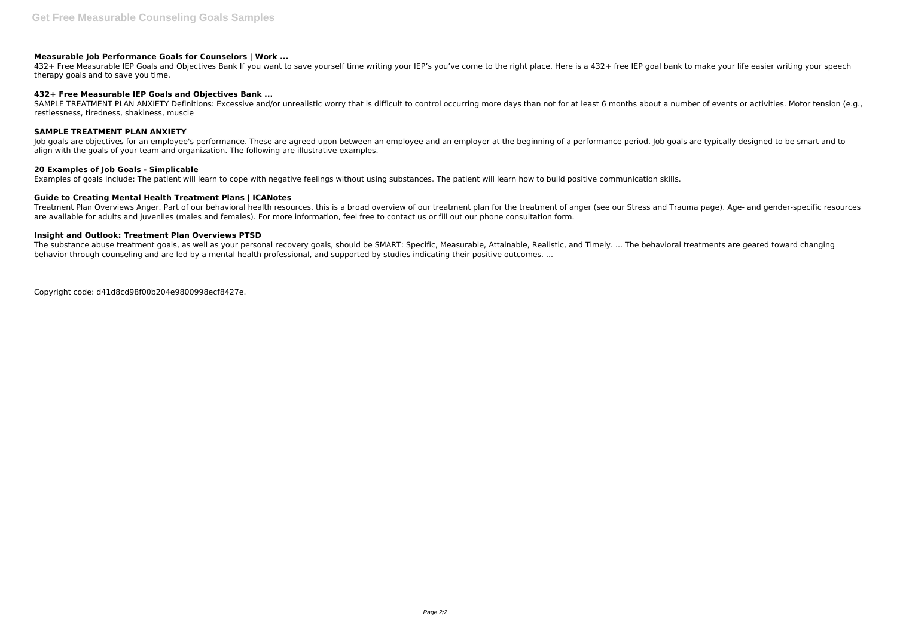### Measurable Job Performance Goals for Counselors | Work ...

432+ Free Measurable IEP Goals and Objectives Bank If you want to save yourself time writing your IEP's you've come to the right place. Here is a 432+ free IEP goal bank to make your life easier writing your speech therapy goals and to save you time.

### 432+ Free Measurable IEP Goals and Objectives Bank ...

SAMPLE TREATMENT PLAN ANXIETY Definitions: Excessive and/or unrealistic worry that is difficult to control occurring more days than not for at least 6 months about a number of events or activities. Motor tension (e.g., restlessness, tiredness, shakiness, muscle

### SAMPLE TREATMENT PLAN ANXIETY

Job goals are objectives for an employee's performance. These are agreed upon between an employee and an employer at the beginning of a performance period. Job goals are typically designed to be smart and to align with the goals of your team and organization. The following are illustrative examples.

### 20 Examples of Job Goals - Simplicable

Examples of goals include: The patient will learn to cope with negative feelings without using substances. The patient will learn how to build positive communication skills.

### Guide to Creating Mental Health Treatment Plans | ICANotes

Treatment Plan Overviews Anger. Part of our behavioral health resources, this is a broad overview of our treatment plan for the treatment of anger (see our Stress and Trauma page). Age- and gender-specific resources are available for adults and juveniles (males and females). For more information, feel free to contact us or fill out our phone consultation form.

### Insight and Outlook: Treatment Plan Overviews PTSD

The substance abuse treatment goals, as well as your personal recovery goals, should be SMART: Specific, Measurable, Attainable, Realistic, and Timely. ... The behavioral treatments are geared toward changing behavior through counseling and are led by a mental health professional, and supported by studies indicating their positive outcomes. ...

Copyright code: d41d8cd98f00b204e9800998ecf8427e.